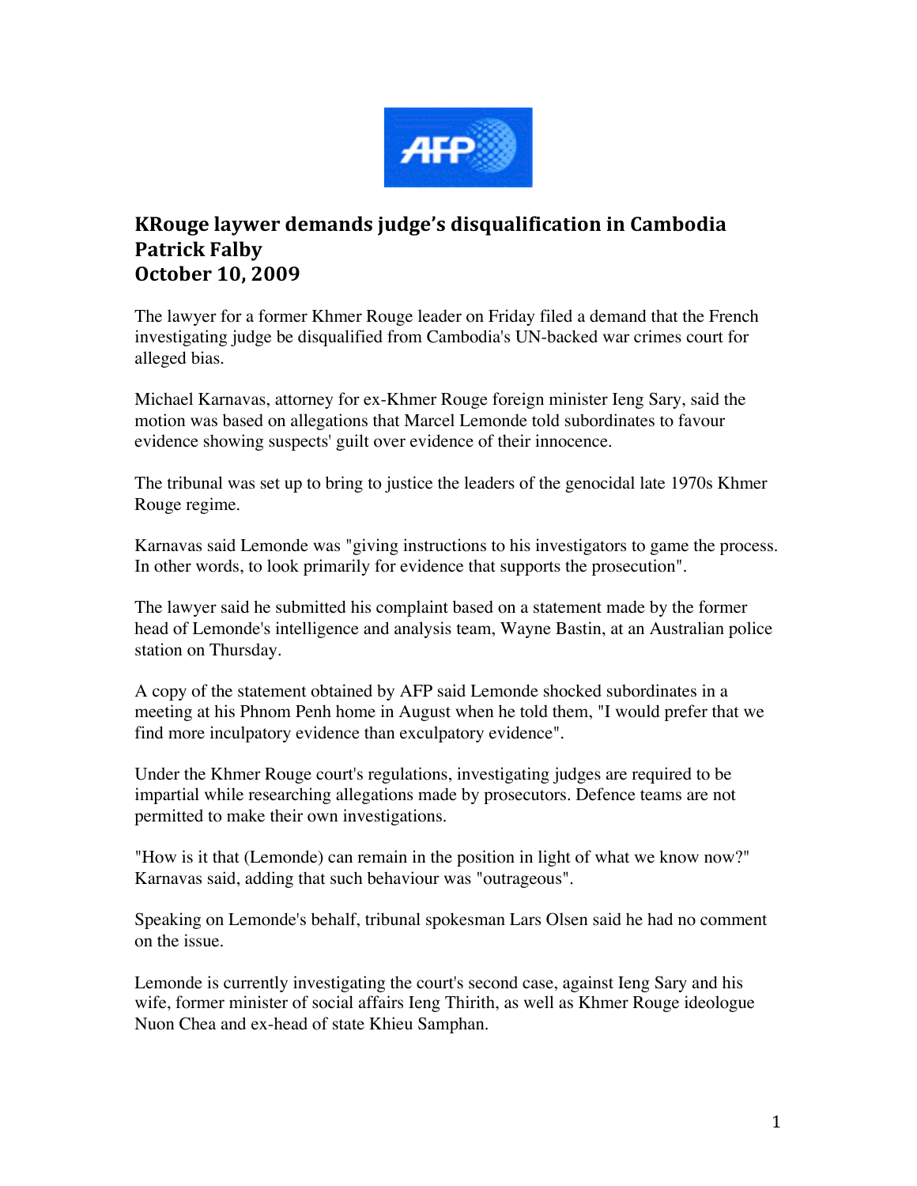## KRouge laywer demands judge's disqualification in Cambodia
**Patrick Falby**
**October 10, 2009**

The lawyer for a former Khmer Rouge leader on Friday filed a demand that the French investigating judge be disqualified from Cambodia's UN-backed war crimes court for alleged bias.

Michael Karnavas, attorney for ex-Khmer Rouge foreign minister Ieng Sary, said the motion was based on allegations that Marcel Lemonde told subordinates to favour evidence showing suspects' guilt over evidence of their innocence.

The tribunal was set up to bring to justice the leaders of the genocidal late 1970s Khmer Rouge regime.

Karnavas said Lemonde was "giving instructions to his investigators to game the process. In other words, to look primarily for evidence that supports the prosecution".

The lawyer said he submitted his complaint based on a statement made by the former head of Lemonde's intelligence and analysis team, Wayne Bastin, at an Australian police station on Thursday.

A copy of the statement obtained by AFP said Lemonde shocked subordinates in a meeting at his Phnom Penh home in August when he told them, "I would prefer that we find more inculpatory evidence than exculpatory evidence".

Under the Khmer Rouge court's regulations, investigating judges are required to be impartial while researching allegations made by prosecutors. Defence teams are not permitted to make their own investigations.

"How is it that (Lemonde) can remain in the position in light of what we know now?" Karnavas said, adding that such behaviour was "outrageous".

Speaking on Lemonde's behalf, tribunal spokesman Lars Olsen said he had no comment on the issue.

Lemonde is currently investigating the court's second case, against Ieng Sary and his wife, former minister of social affairs Ieng Thirith, as well as Khmer Rouge ideologue Nuon Chea and ex-head of state Khieu Samphan.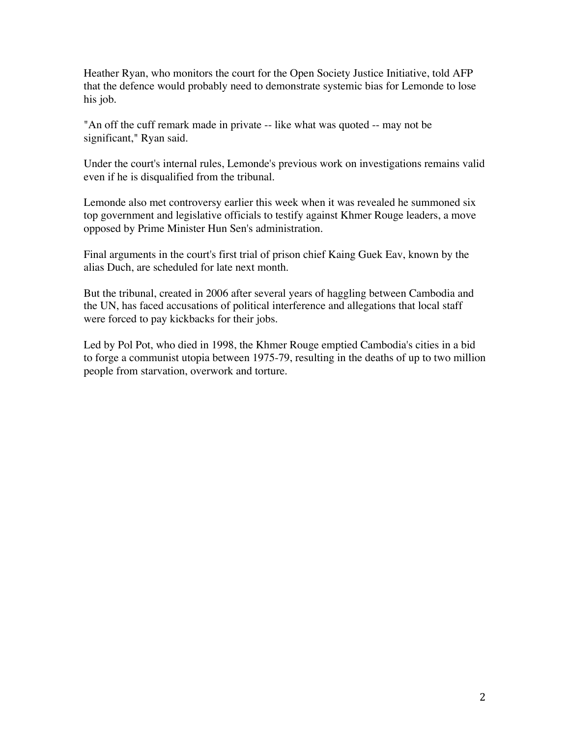Heather Ryan, who monitors the court for the Open Society Justice Initiative, told AFP that the defence would probably need to demonstrate systemic bias for Lemonde to lose his job.

"An off the cuff remark made in private -- like what was quoted -- may not be significant," Ryan said.

Under the court's internal rules, Lemonde's previous work on investigations remains valid even if he is disqualified from the tribunal.

Lemonde also met controversy earlier this week when it was revealed he summoned six top government and legislative officials to testify against Khmer Rouge leaders, a move opposed by Prime Minister Hun Sen's administration.

Final arguments in the court's first trial of prison chief Kaing Guek Eav, known by the alias Duch, are scheduled for late next month.

But the tribunal, created in 2006 after several years of haggling between Cambodia and the UN, has faced accusations of political interference and allegations that local staff were forced to pay kickbacks for their jobs.

Led by Pol Pot, who died in 1998, the Khmer Rouge emptied Cambodia's cities in a bid to forge a communist utopia between 1975-79, resulting in the deaths of up to two million people from starvation, overwork and torture.